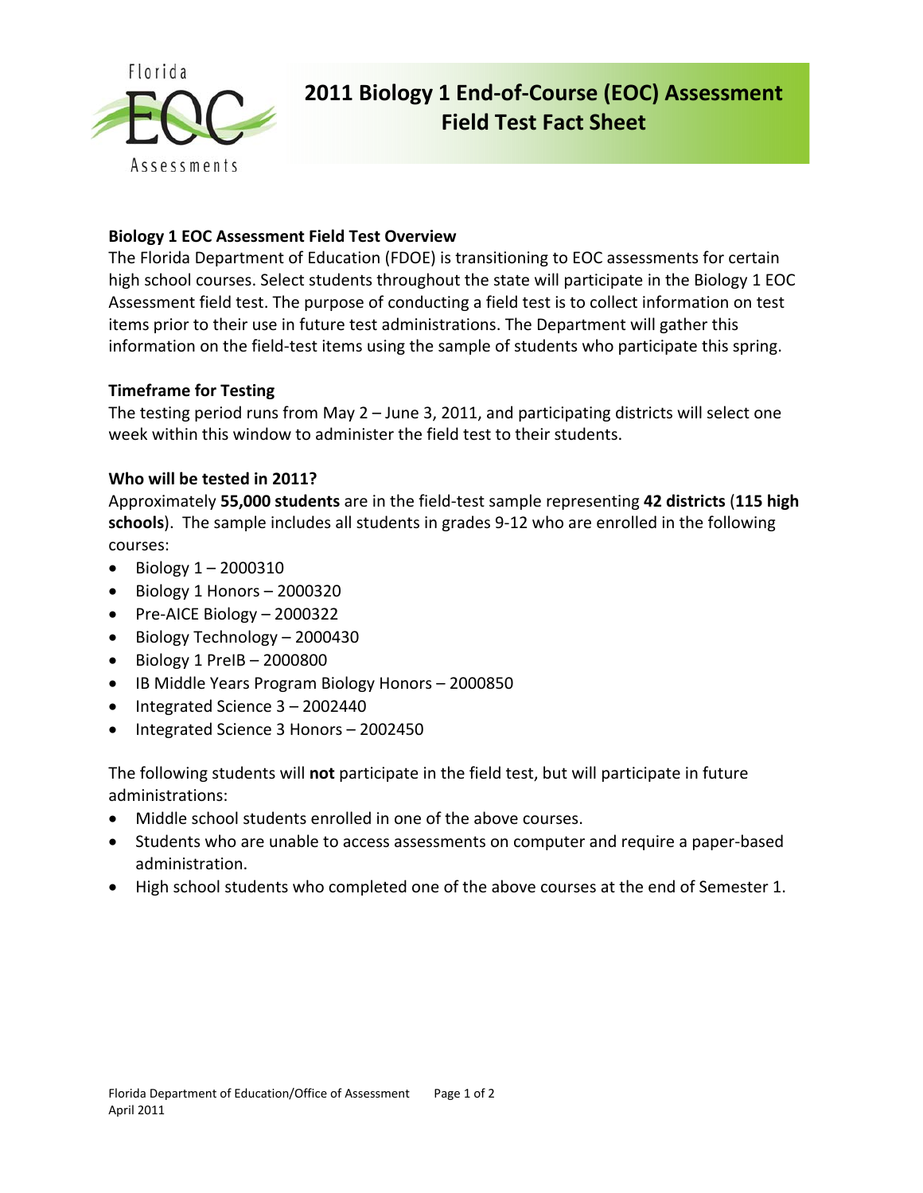# 2011 Biology 1 End-of-Course (EOC) Assessment Field Test Fact Sheet

## Biology 1 EOC Assessment Field Test Overview

The Florida Department of Education (FDOE) is transitioning to EOC assessments for certain high school courses. Select students throughout the state will participate in the Biology 1 EOC Assessment field test. The purpose of conducting a field test is to collect information on test items prior to their use in future test administrations. The Department will gather this information on the field-test items using the sample of students who participate this spring.

## Timeframe for Testing

The testing period runs from May 2 – June 3, 2011, and participating districts will select one week within this window to administer the field test to their students.

## Who will be tested in 2011?

Approximately **55,000 students** are in the field-test sample representing **42 districts** (**115 high schools**). The sample includes all students in grades 9-12 who are enrolled in the following courses:

- Biology 1 – 2000310
- Biology 1 Honors – 2000320
- Pre-AICE Biology – 2000322
- Biology Technology – 2000430
- Biology 1 PreIB – 2000800
- IB Middle Years Program Biology Honors – 2000850
- Integrated Science 3 – 2002440
- Integrated Science 3 Honors – 2002450

The following students will **not** participate in the field test, but will participate in future administrations:

- Middle school students enrolled in one of the above courses.
- Students who are unable to access assessments on computer and require a paper-based administration.
- High school students who completed one of the above courses at the end of Semester 1.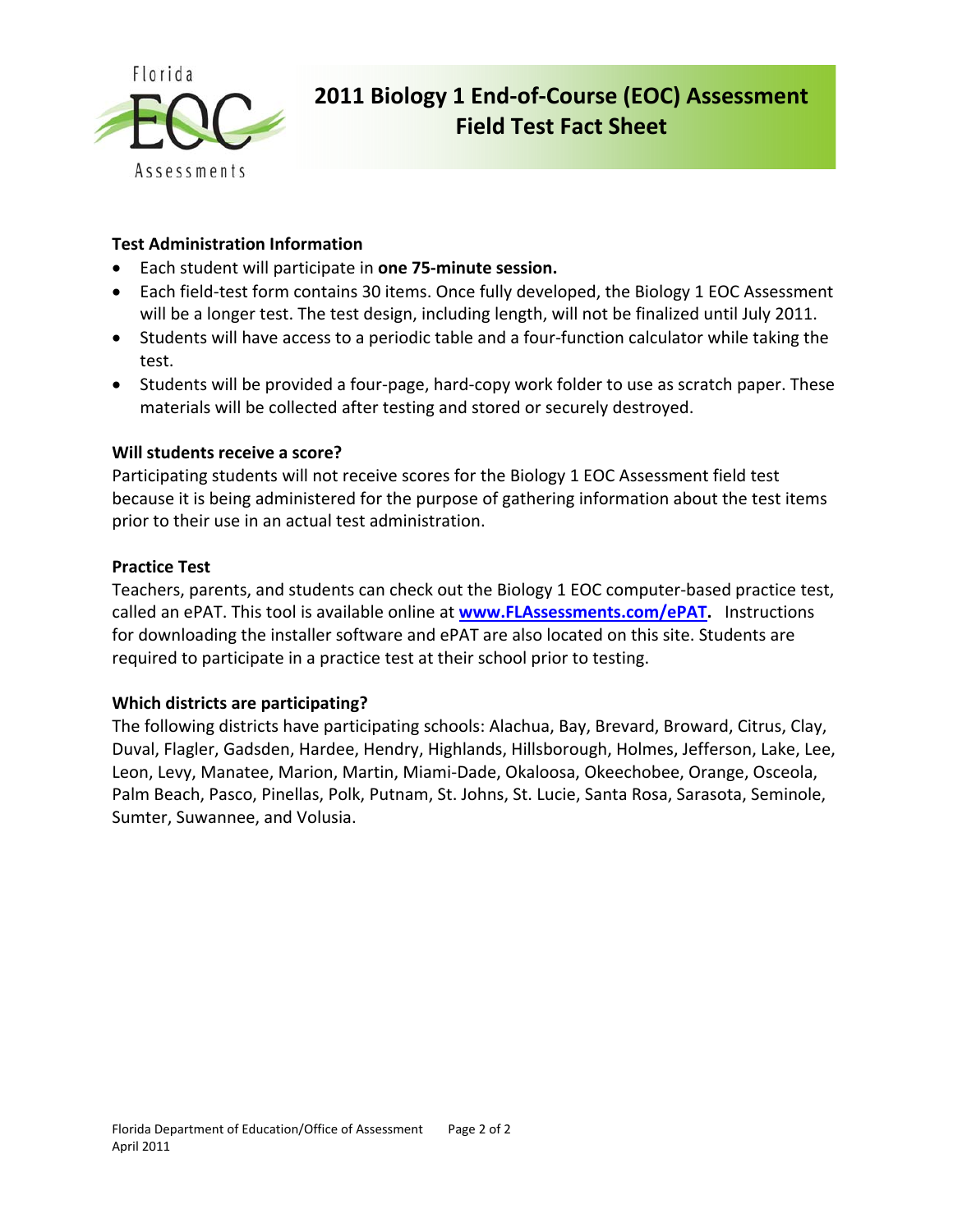# 2011 Biology 1 End-of-Course (EOC) Assessment Field Test Fact Sheet

### Test Administration Information

- Each student will participate in **one 75-minute session.**
- Each field-test form contains 30 items. Once fully developed, the Biology 1 EOC Assessment will be a longer test. The test design, including length, will not be finalized until July 2011.
- Students will have access to a periodic table and a four-function calculator while taking the test.
- Students will be provided a four-page, hard-copy work folder to use as scratch paper. These materials will be collected after testing and stored or securely destroyed.

### Will students receive a score?

Participating students will not receive scores for the Biology 1 EOC Assessment field test because it is being administered for the purpose of gathering information about the test items prior to their use in an actual test administration.

### Practice Test

Teachers, parents, and students can check out the Biology 1 EOC computer-based practice test, called an ePAT. This tool is available online at **www.FLAssessments.com/ePAT.** Instructions for downloading the installer software and ePAT are also located on this site. Students are required to participate in a practice test at their school prior to testing.

### Which districts are participating?

The following districts have participating schools: Alachua, Bay, Brevard, Broward, Citrus, Clay, Duval, Flagler, Gadsden, Hardee, Hendry, Highlands, Hillsborough, Holmes, Jefferson, Lake, Lee, Leon, Levy, Manatee, Marion, Martin, Miami-Dade, Okaloosa, Okeechobee, Orange, Osceola, Palm Beach, Pasco, Pinellas, Polk, Putnam, St. Johns, St. Lucie, Santa Rosa, Sarasota, Seminole, Sumter, Suwannee, and Volusia.